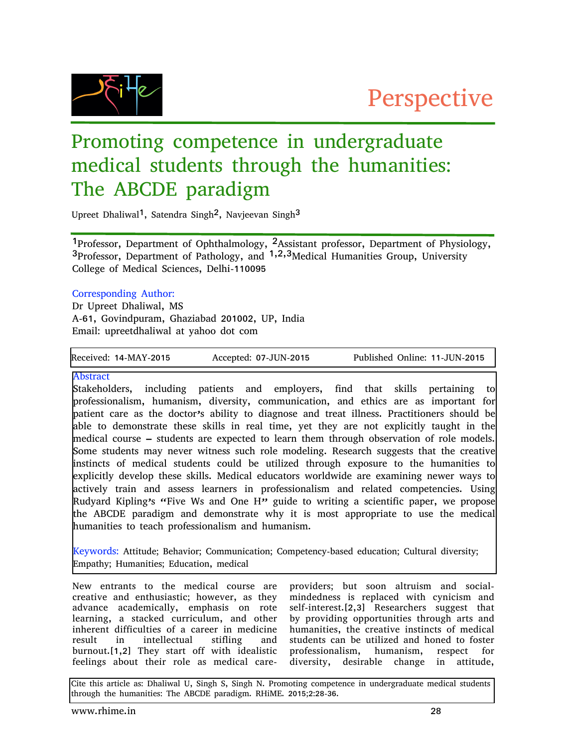Perspective

# Promoting competence in undergraduate medical students through the humanities: The ABCDE paradigm

Upreet Dhaliwal[1], Satendra Singh[2], Navjeevan Singh[3]

[1]Professor, Department of Ophthalmology, [2]Assistant professor, Department of Physiology, [3]Professor, Department of Pathology, and [1,2,3]Medical Humanities Group, University College of Medical Sciences, Delhi-110095

Corresponding Author:
Dr Upreet Dhaliwal, MS
A-61, Govindpuram, Ghaziabad 201002, UP, India
Email: upreetdhaliwal at yahoo dot com

Received: 14-MAY-2015 Accepted: 07-JUN-2015 Published Online: 11-JUN-2015

## Abstract

Stakeholders, including patients and employers, find that skills pertaining to professionalism, humanism, diversity, communication, and ethics are as important for patient care as the doctor's ability to diagnose and treat illness. Practitioners should be able to demonstrate these skills in real time, yet they are not explicitly taught in the medical course – students are expected to learn them through observation of role models. Some students may never witness such role modeling. Research suggests that the creative instincts of medical students could be utilized through exposure to the humanities to explicitly develop these skills. Medical educators worldwide are examining newer ways to actively train and assess learners in professionalism and related competencies. Using Rudyard Kipling's "Five Ws and One H" guide to writing a scientific paper, we propose the ABCDE paradigm and demonstrate why it is most appropriate to use the medical humanities to teach professionalism and humanism.

**Keywords:** Attitude; Behavior; Communication; Competency-based education; Cultural diversity; Empathy; Humanities; Education, medical

New entrants to the medical course are creative and enthusiastic; however, as they advance academically, emphasis on rote learning, a stacked curriculum, and other inherent difficulties of a career in medicine result in intellectual stifling and burnout.[1,2] They start off with idealistic feelings about their role as medical care-providers; but soon altruism and social-mindedness is replaced with cynicism and self-interest.[2,3] Researchers suggest that by providing opportunities through arts and humanities, the creative instincts of medical students can be utilized and honed to foster professionalism, humanism, respect for diversity, desirable change in attitude,

Cite this article as: Dhaliwal U, Singh S, Singh N. Promoting competence in undergraduate medical students through the humanities: The ABCDE paradigm. RHiME. 2015;2:28-36.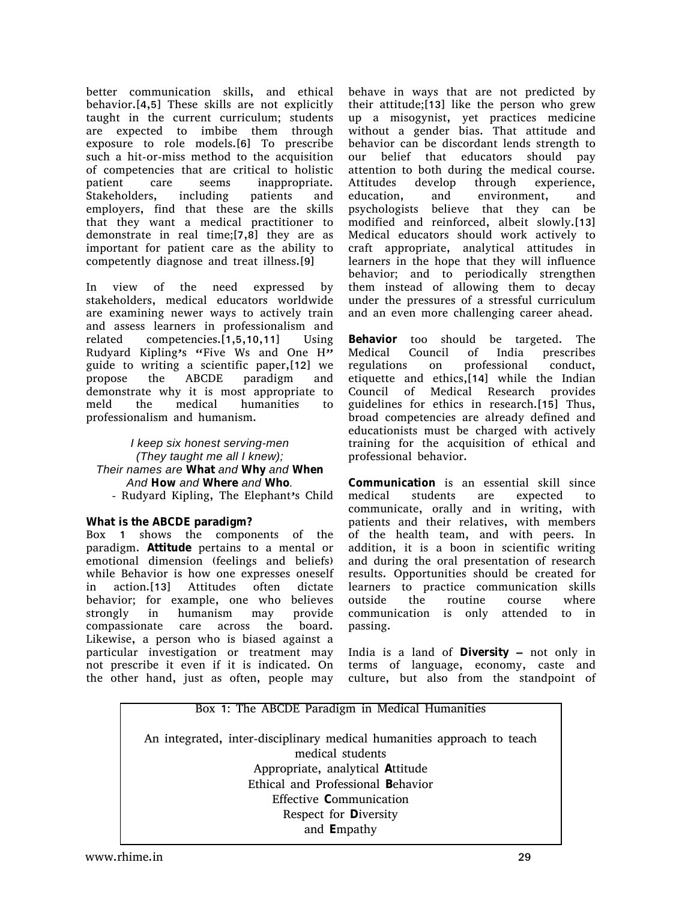better communication skills, and ethical behavior.[4,5] These skills are not explicitly taught in the current curriculum; students are expected to imbibe them through exposure to role models.[6] To prescribe such a hit-or-miss method to the acquisition of competencies that are critical to holistic patient care seems inappropriate. Stakeholders, including patients and employers, find that these are the skills that they want a medical practitioner to demonstrate in real time;[7,8] they are as important for patient care as the ability to competently diagnose and treat illness.[9]

In view of the need expressed by stakeholders, medical educators worldwide are examining newer ways to actively train and assess learners in professionalism and related competencies.[1,5,10,11] Using Rudyard Kipling's "Five Ws and One H" guide to writing a scientific paper,[12] we propose the ABCDE paradigm and demonstrate why it is most appropriate to meld the medical humanities to professionalism and humanism.

*I keep six honest serving-men*
*(They taught me all I knew);*
*Their names are* **What** *and* **Why** *and* **When**
*And* **How** *and* **Where** *and* **Who**.
- Rudyard Kipling, The Elephant's Child

**What is the ABCDE paradigm?**

Box 1 shows the components of the paradigm. **Attitude** pertains to a mental or emotional dimension (feelings and beliefs) while Behavior is how one expresses oneself in action.[13] Attitudes often dictate behavior; for example, one who believes strongly in humanism may provide compassionate care across the board. Likewise, a person who is biased against a particular investigation or treatment may not prescribe it even if it is indicated. On the other hand, just as often, people may behave in ways that are not predicted by their attitude;[13] like the person who grew up a misogynist, yet practices medicine without a gender bias. That attitude and behavior can be discordant lends strength to our belief that educators should pay attention to both during the medical course. Attitudes develop through experience, education, and environment, and psychologists believe that they can be modified and reinforced, albeit slowly.[13] Medical educators should work actively to craft appropriate, analytical attitudes in learners in the hope that they will influence behavior; and to periodically strengthen them instead of allowing them to decay under the pressures of a stressful curriculum and an even more challenging career ahead.

**Behavior** too should be targeted. The Medical Council of India prescribes regulations on professional conduct, etiquette and ethics,[14] while the Indian Council of Medical Research provides guidelines for ethics in research.[15] Thus, broad competencies are already defined and educationists must be charged with actively training for the acquisition of ethical and professional behavior.

**Communication** is an essential skill since medical students are expected to communicate, orally and in writing, with patients and their relatives, with members of the health team, and with peers. In addition, it is a boon in scientific writing and during the oral presentation of research results. Opportunities should be created for learners to practice communication skills outside the routine course where communication is only attended to in passing.

India is a land of **Diversity** – not only in terms of language, economy, caste and culture, but also from the standpoint of

Box 1: The ABCDE Paradigm in Medical Humanities

An integrated, inter-disciplinary medical humanities approach to teach medical students
Appropriate, analytical **A**ttitude
Ethical and Professional **B**ehavior
Effective **C**ommunication
Respect for **D**iversity
and **E**mpathy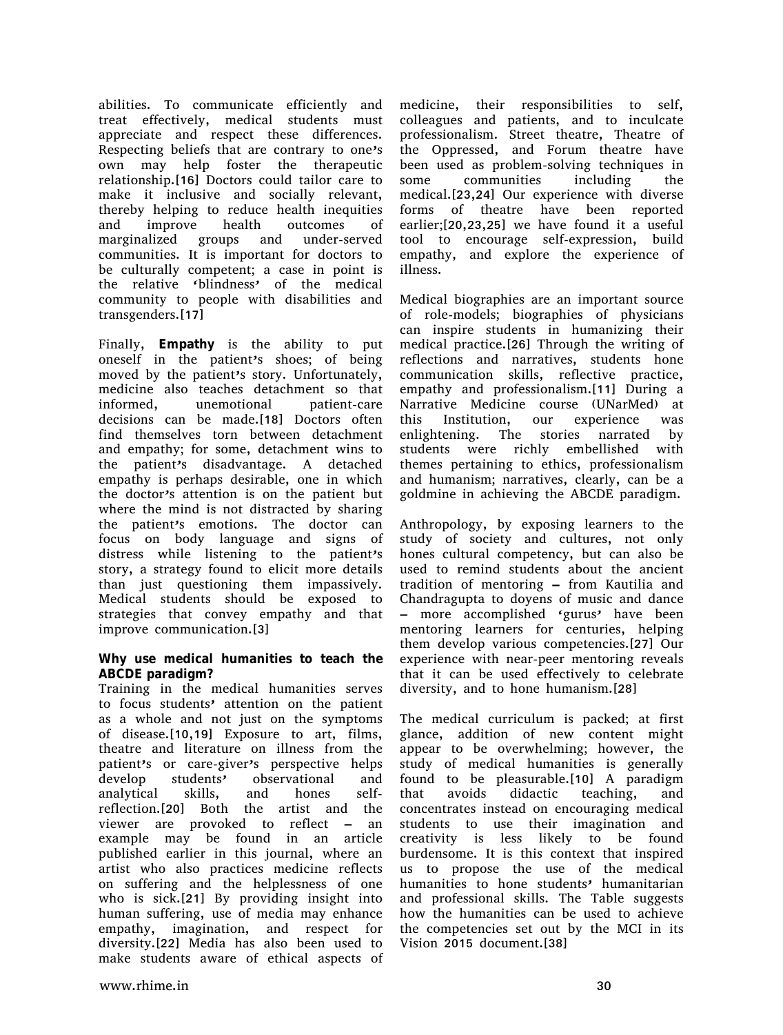abilities. To communicate efficiently and treat effectively, medical students must appreciate and respect these differences. Respecting beliefs that are contrary to one's own may help foster the therapeutic relationship.[16] Doctors could tailor care to make it inclusive and socially relevant, thereby helping to reduce health inequities and improve health outcomes of marginalized groups and under-served communities. It is important for doctors to be culturally competent; a case in point is the relative 'blindness' of the medical community to people with disabilities and transgenders.[17]

Finally, **Empathy** is the ability to put oneself in the patient's shoes; of being moved by the patient's story. Unfortunately, medicine also teaches detachment so that informed, unemotional patient-care decisions can be made.[18] Doctors often find themselves torn between detachment and empathy; for some, detachment wins to the patient's disadvantage. A detached empathy is perhaps desirable, one in which the doctor's attention is on the patient but where the mind is not distracted by sharing the patient's emotions. The doctor can focus on body language and signs of distress while listening to the patient's story, a strategy found to elicit more details than just questioning them impassively. Medical students should be exposed to strategies that convey empathy and that improve communication.[3]

**Why use medical humanities to teach the ABCDE paradigm?**

Training in the medical humanities serves to focus students' attention on the patient as a whole and not just on the symptoms of disease.[10,19] Exposure to art, films, theatre and literature on illness from the patient's or care-giver's perspective helps develop students' observational and analytical skills, and hones self-reflection.[20] Both the artist and the viewer are provoked to reflect – an example may be found in an article published earlier in this journal, where an artist who also practices medicine reflects on suffering and the helplessness of one who is sick.[21] By providing insight into human suffering, use of media may enhance empathy, imagination, and respect for diversity.[22] Media has also been used to make students aware of ethical aspects of medicine, their responsibilities to self, colleagues and patients, and to inculcate professionalism. Street theatre, Theatre of the Oppressed, and Forum theatre have been used as problem-solving techniques in some communities including the medical.[23,24] Our experience with diverse forms of theatre have been reported earlier;[20,23,25] we have found it a useful tool to encourage self-expression, build empathy, and explore the experience of illness.

Medical biographies are an important source of role-models; biographies of physicians can inspire students in humanizing their medical practice.[26] Through the writing of reflections and narratives, students hone communication skills, reflective practice, empathy and professionalism.[11] During a Narrative Medicine course (UNarMed) at this Institution, our experience was enlightening. The stories narrated by students were richly embellished with themes pertaining to ethics, professionalism and humanism; narratives, clearly, can be a goldmine in achieving the ABCDE paradigm.

Anthropology, by exposing learners to the study of society and cultures, not only hones cultural competency, but can also be used to remind students about the ancient tradition of mentoring – from Kautilia and Chandragupta to doyens of music and dance – more accomplished 'gurus' have been mentoring learners for centuries, helping them develop various competencies.[27] Our experience with near-peer mentoring reveals that it can be used effectively to celebrate diversity, and to hone humanism.[28]

The medical curriculum is packed; at first glance, addition of new content might appear to be overwhelming; however, the study of medical humanities is generally found to be pleasurable.[10] A paradigm that avoids didactic teaching, and concentrates instead on encouraging medical students to use their imagination and creativity is less likely to be found burdensome. It is this context that inspired us to propose the use of the medical humanities to hone students' humanitarian and professional skills. The Table suggests how the humanities can be used to achieve the competencies set out by the MCI in its Vision 2015 document.[38]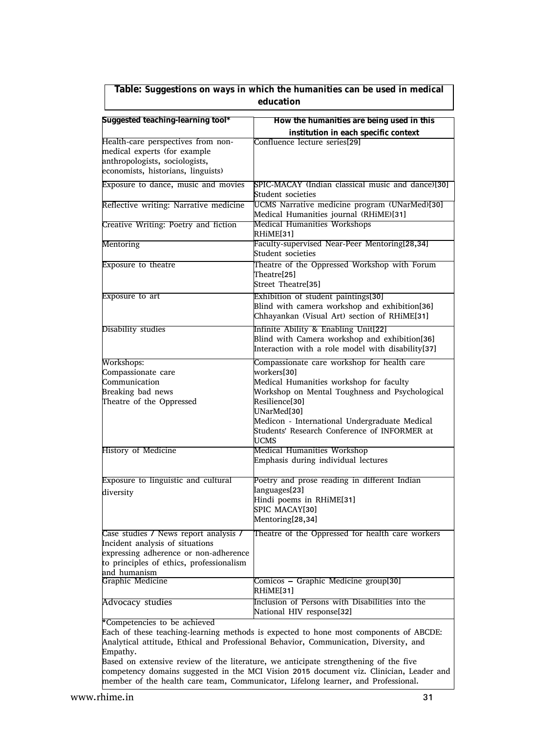**Table: Suggestions on ways in which the humanities can be used in medical education**

| Suggested teaching-learning tool* | How the humanities are being used in this institution in each specific context |
|---|---|
| Health-care perspectives from non-medical experts (for example anthropologists, sociologists, economists, historians, linguists) | Confluence lecture series[29] |
| Exposure to dance, music and movies | SPIC-MACAY (Indian classical music and dance)[30]<br>Student societies |
| Reflective writing: Narrative medicine | UCMS Narrative medicine program (UNarMed)[30]<br>Medical Humanities journal (RHiME)[31] |
| Creative Writing: Poetry and fiction | Medical Humanities Workshops<br>RHiME[31] |
| Mentoring | Faculty-supervised Near-Peer Mentoring[28,34]<br>Student societies |
| Exposure to theatre | Theatre of the Oppressed Workshop with Forum Theatre[25]<br>Street Theatre[35] |
| Exposure to art | Exhibition of student paintings[30]<br>Blind with camera workshop and exhibition[36]<br>Chhayankan (Visual Art) section of RHiME[31] |
| Disability studies | Infinite Ability & Enabling Unit[22]<br>Blind with Camera workshop and exhibition[36]<br>Interaction with a role model with disability[37] |
| Workshops:<br>Compassionate care<br>Communication<br>Breaking bad news<br>Theatre of the Oppressed | Compassionate care workshop for health care workers[30]<br>Medical Humanities workshop for faculty<br>Workshop on Mental Toughness and Psychological Resilience[30]<br>UNarMed[30]<br>Medicon - International Undergraduate Medical Students' Research Conference of INFORMER at UCMS |
| History of Medicine | Medical Humanities Workshop<br>Emphasis during individual lectures |
| Exposure to linguistic and cultural diversity | Poetry and prose reading in different Indian languages[23]<br>Hindi poems in RHiME[31]<br>SPIC MACAY[30]<br>Mentoring[28,34] |
| Case studies / News report analysis / Incident analysis of situations expressing adherence or non-adherence to principles of ethics, professionalism and humanism | Theatre of the Oppressed for health care workers |
| Graphic Medicine | Comicos – Graphic Medicine group[30]<br>RHiME[31] |
| Advocacy studies | Inclusion of Persons with Disabilities into the National HIV response[32] |

*Competencies to be achieved

Each of these teaching-learning methods is expected to hone most components of ABCDE: Analytical attitude, Ethical and Professional Behavior, Communication, Diversity, and Empathy.

Based on extensive review of the literature, we anticipate strengthening of the five competency domains suggested in the MCI Vision 2015 document viz. Clinician, Leader and member of the health care team, Communicator, Lifelong learner, and Professional.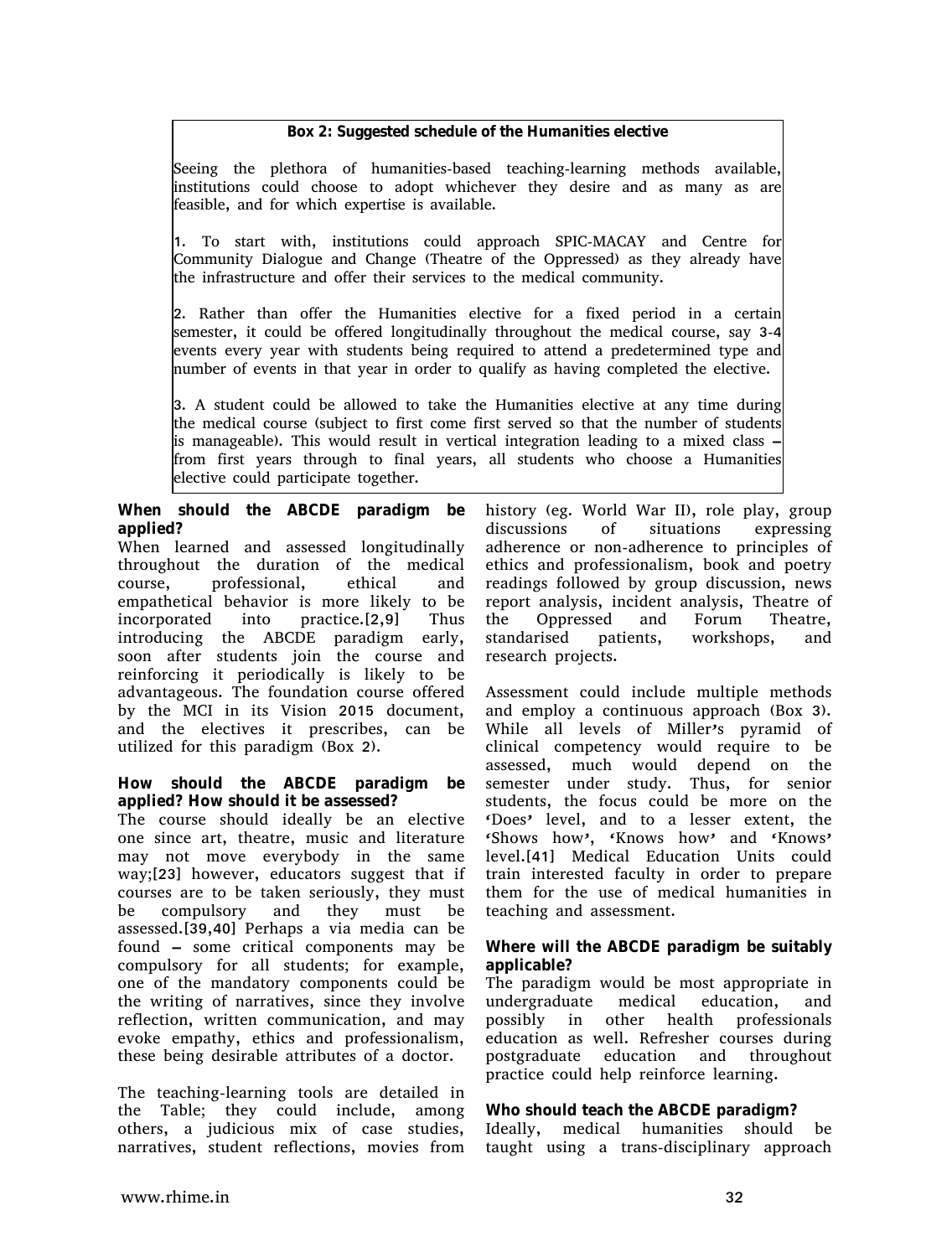**Box 2: Suggested schedule of the Humanities elective**

Seeing the plethora of humanities-based teaching-learning methods available, institutions could choose to adopt whichever they desire and as many as are feasible, and for which expertise is available.

1. To start with, institutions could approach SPIC-MACAY and Centre for Community Dialogue and Change (Theatre of the Oppressed) as they already have the infrastructure and offer their services to the medical community.

2. Rather than offer the Humanities elective for a fixed period in a certain semester, it could be offered longitudinally throughout the medical course, say 3-4 events every year with students being required to attend a predetermined type and number of events in that year in order to qualify as having completed the elective.

3. A student could be allowed to take the Humanities elective at any time during the medical course (subject to first come first served so that the number of students is manageable). This would result in vertical integration leading to a mixed class – from first years through to final years, all students who choose a Humanities elective could participate together.

**When should the ABCDE paradigm be applied?**

When learned and assessed longitudinally throughout the duration of the medical course, professional, ethical and empathetical behavior is more likely to be incorporated into practice.[2,9] Thus introducing the ABCDE paradigm early, soon after students join the course and reinforcing it periodically is likely to be advantageous. The foundation course offered by the MCI in its Vision 2015 document, and the electives it prescribes, can be utilized for this paradigm (Box 2).

**How should the ABCDE paradigm be applied? How should it be assessed?**

The course should ideally be an elective one since art, theatre, music and literature may not move everybody in the same way;[23] however, educators suggest that if courses are to be taken seriously, they must be compulsory and they must be assessed.[39,40] Perhaps a via media can be found – some critical components may be compulsory for all students; for example, one of the mandatory components could be the writing of narratives, since they involve reflection, written communication, and may evoke empathy, ethics and professionalism, these being desirable attributes of a doctor.

The teaching-learning tools are detailed in the Table; they could include, among others, a judicious mix of case studies, narratives, student reflections, movies from history (eg. World War II), role play, group discussions of situations expressing adherence or non-adherence to principles of ethics and professionalism, book and poetry readings followed by group discussion, news report analysis, incident analysis, Theatre of the Oppressed and Forum Theatre, standarised patients, workshops, and research projects.

Assessment could include multiple methods and employ a continuous approach (Box 3). While all levels of Miller's pyramid of clinical competency would require to be assessed, much would depend on the semester under study. Thus, for senior students, the focus could be more on the 'Does' level, and to a lesser extent, the 'Shows how', 'Knows how' and 'Knows' level.[41] Medical Education Units could train interested faculty in order to prepare them for the use of medical humanities in teaching and assessment.

**Where will the ABCDE paradigm be suitably applicable?**

The paradigm would be most appropriate in undergraduate medical education, and possibly in other health professionals education as well. Refresher courses during postgraduate education and throughout practice could help reinforce learning.

**Who should teach the ABCDE paradigm?**

Ideally, medical humanities should be taught using a trans-disciplinary approach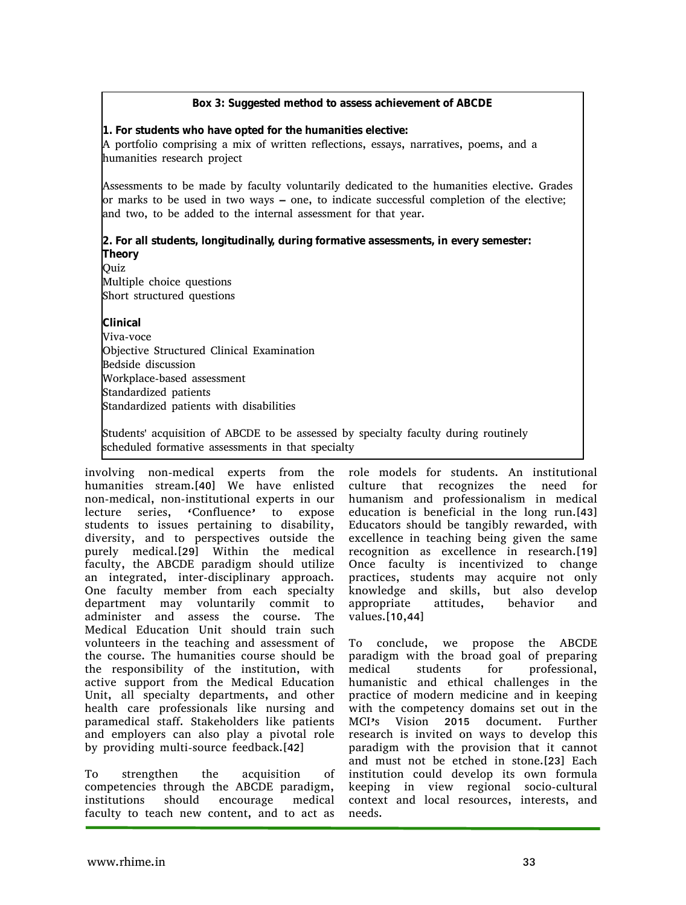**Box 3: Suggested method to assess achievement of ABCDE**

**1. For students who have opted for the humanities elective:**

A portfolio comprising a mix of written reflections, essays, narratives, poems, and a humanities research project

Assessments to be made by faculty voluntarily dedicated to the humanities elective. Grades or marks to be used in two ways – one, to indicate successful completion of the elective; and two, to be added to the internal assessment for that year.

**2. For all students, longitudinally, during formative assessments, in every semester:**

**Theory**

Quiz
Multiple choice questions
Short structured questions

**Clinical**

Viva-voce
Objective Structured Clinical Examination
Bedside discussion
Workplace-based assessment
Standardized patients
Standardized patients with disabilities

Students' acquisition of ABCDE to be assessed by specialty faculty during routinely scheduled formative assessments in that specialty

involving non-medical experts from the humanities stream.[40] We have enlisted non-medical, non-institutional experts in our lecture series, 'Confluence' to expose students to issues pertaining to disability, diversity, and to perspectives outside the purely medical.[29] Within the medical faculty, the ABCDE paradigm should utilize an integrated, inter-disciplinary approach. One faculty member from each specialty department may voluntarily commit to administer and assess the course. The Medical Education Unit should train such volunteers in the teaching and assessment of the course. The humanities course should be the responsibility of the institution, with active support from the Medical Education Unit, all specialty departments, and other health care professionals like nursing and paramedical staff. Stakeholders like patients and employers can also play a pivotal role by providing multi-source feedback.[42]

To strengthen the acquisition of competencies through the ABCDE paradigm, institutions should encourage medical faculty to teach new content, and to act as role models for students. An institutional culture that recognizes the need for humanism and professionalism in medical education is beneficial in the long run.[43] Educators should be tangibly rewarded, with excellence in teaching being given the same recognition as excellence in research.[19] Once faculty is incentivized to change practices, students may acquire not only knowledge and skills, but also develop appropriate attitudes, behavior and values.[10,44]

To conclude, we propose the ABCDE paradigm with the broad goal of preparing medical students for professional, humanistic and ethical challenges in the practice of modern medicine and in keeping with the competency domains set out in the MCI's Vision 2015 document. Further research is invited on ways to develop this paradigm with the provision that it cannot and must not be etched in stone.[23] Each institution could develop its own formula keeping in view regional socio-cultural context and local resources, interests, and needs.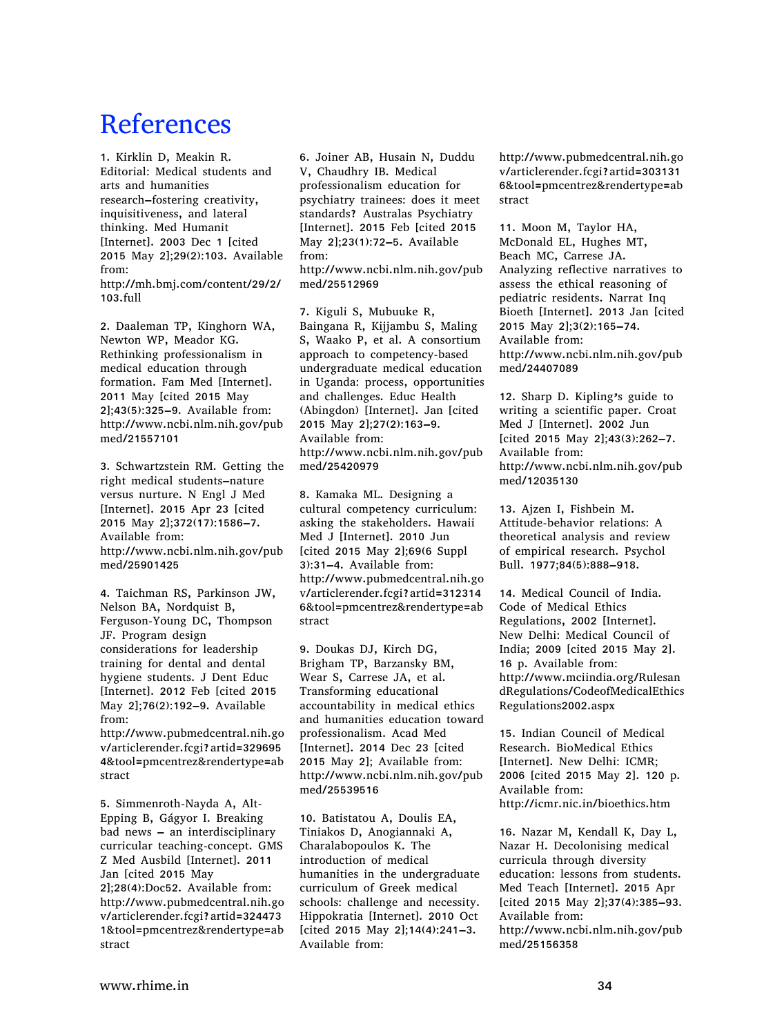# References

1. Kirklin D, Meakin R. Editorial: Medical students and arts and humanities research–fostering creativity, inquisitiveness, and lateral thinking. Med Humanit [Internet]. 2003 Dec 1 [cited 2015 May 2];29(2):103. Available from: http://mh.bmj.com/content/29/2/103.full

2. Daaleman TP, Kinghorn WA, Newton WP, Meador KG. Rethinking professionalism in medical education through formation. Fam Med [Internet]. 2011 May [cited 2015 May 2];43(5):325–9. Available from: http://www.ncbi.nlm.nih.gov/pubmed/21557101

3. Schwartzstein RM. Getting the right medical students–nature versus nurture. N Engl J Med [Internet]. 2015 Apr 23 [cited 2015 May 2];372(17):1586–7. Available from: http://www.ncbi.nlm.nih.gov/pubmed/25901425

4. Taichman RS, Parkinson JW, Nelson BA, Nordquist B, Ferguson-Young DC, Thompson JF. Program design considerations for leadership training for dental and dental hygiene students. J Dent Educ [Internet]. 2012 Feb [cited 2015 May 2];76(2):192–9. Available from: http://www.pubmedcentral.nih.gov/articlerender.fcgi?artid=3296954&tool=pmcentrez&rendertype=abstract

5. Simmenroth-Nayda A, Alt-Epping B, Gágyor I. Breaking bad news – an interdisciplinary curricular teaching-concept. GMS Z Med Ausbild [Internet]. 2011 Jan [cited 2015 May 2];28(4):Doc52. Available from: http://www.pubmedcentral.nih.gov/articlerender.fcgi?artid=3244731&tool=pmcentrez&rendertype=abstract

6. Joiner AB, Husain N, Duddu V, Chaudhry IB. Medical professionalism education for psychiatry trainees: does it meet standards? Australas Psychiatry [Internet]. 2015 Feb [cited 2015 May 2];23(1):72–5. Available from: http://www.ncbi.nlm.nih.gov/pubmed/25512969

7. Kiguli S, Mubuuke R, Baingana R, Kijjambu S, Maling S, Waako P, et al. A consortium approach to competency-based undergraduate medical education in Uganda: process, opportunities and challenges. Educ Health (Abingdon) [Internet]. Jan [cited 2015 May 2];27(2):163–9. Available from: http://www.ncbi.nlm.nih.gov/pubmed/25420979

8. Kamaka ML. Designing a cultural competency curriculum: asking the stakeholders. Hawaii Med J [Internet]. 2010 Jun [cited 2015 May 2];69(6 Suppl 3):31–4. Available from: http://www.pubmedcentral.nih.gov/articlerender.fcgi?artid=3123146&tool=pmcentrez&rendertype=abstract

9. Doukas DJ, Kirch DG, Brigham TP, Barzansky BM, Wear S, Carrese JA, et al. Transforming educational accountability in medical ethics and humanities education toward professionalism. Acad Med [Internet]. 2014 Dec 23 [cited 2015 May 2]; Available from: http://www.ncbi.nlm.nih.gov/pubmed/25539516

10. Batistatou A, Doulis EA, Tiniakos D, Anogiannaki A, Charalabopoulos K. The introduction of medical humanities in the undergraduate curriculum of Greek medical schools: challenge and necessity. Hippokratia [Internet]. 2010 Oct [cited 2015 May 2];14(4):241–3. Available from: http://www.pubmedcentral.nih.gov/articlerender.fcgi?artid=3031316&tool=pmcentrez&rendertype=abstract

11. Moon M, Taylor HA, McDonald EL, Hughes MT, Beach MC, Carrese JA. Analyzing reflective narratives to assess the ethical reasoning of pediatric residents. Narrat Inq Bioeth [Internet]. 2013 Jan [cited 2015 May 2];3(2):165–74. Available from: http://www.ncbi.nlm.nih.gov/pubmed/24407089

12. Sharp D. Kipling's guide to writing a scientific paper. Croat Med J [Internet]. 2002 Jun [cited 2015 May 2];43(3):262–7. Available from: http://www.ncbi.nlm.nih.gov/pubmed/12035130

13. Ajzen I, Fishbein M. Attitude-behavior relations: A theoretical analysis and review of empirical research. Psychol Bull. 1977;84(5):888–918.

14. Medical Council of India. Code of Medical Ethics Regulations, 2002 [Internet]. New Delhi: Medical Council of India; 2009 [cited 2015 May 2]. 16 p. Available from: http://www.mciindia.org/RulesandRegulations/CodeofMedicalEthicsRegulations2002.aspx

15. Indian Council of Medical Research. BioMedical Ethics [Internet]. New Delhi: ICMR; 2006 [cited 2015 May 2]. 120 p. Available from: http://icmr.nic.in/bioethics.htm

16. Nazar M, Kendall K, Day L, Nazar H. Decolonising medical curricula through diversity education: lessons from students. Med Teach [Internet]. 2015 Apr [cited 2015 May 2];37(4):385–93. Available from: http://www.ncbi.nlm.nih.gov/pubmed/25156358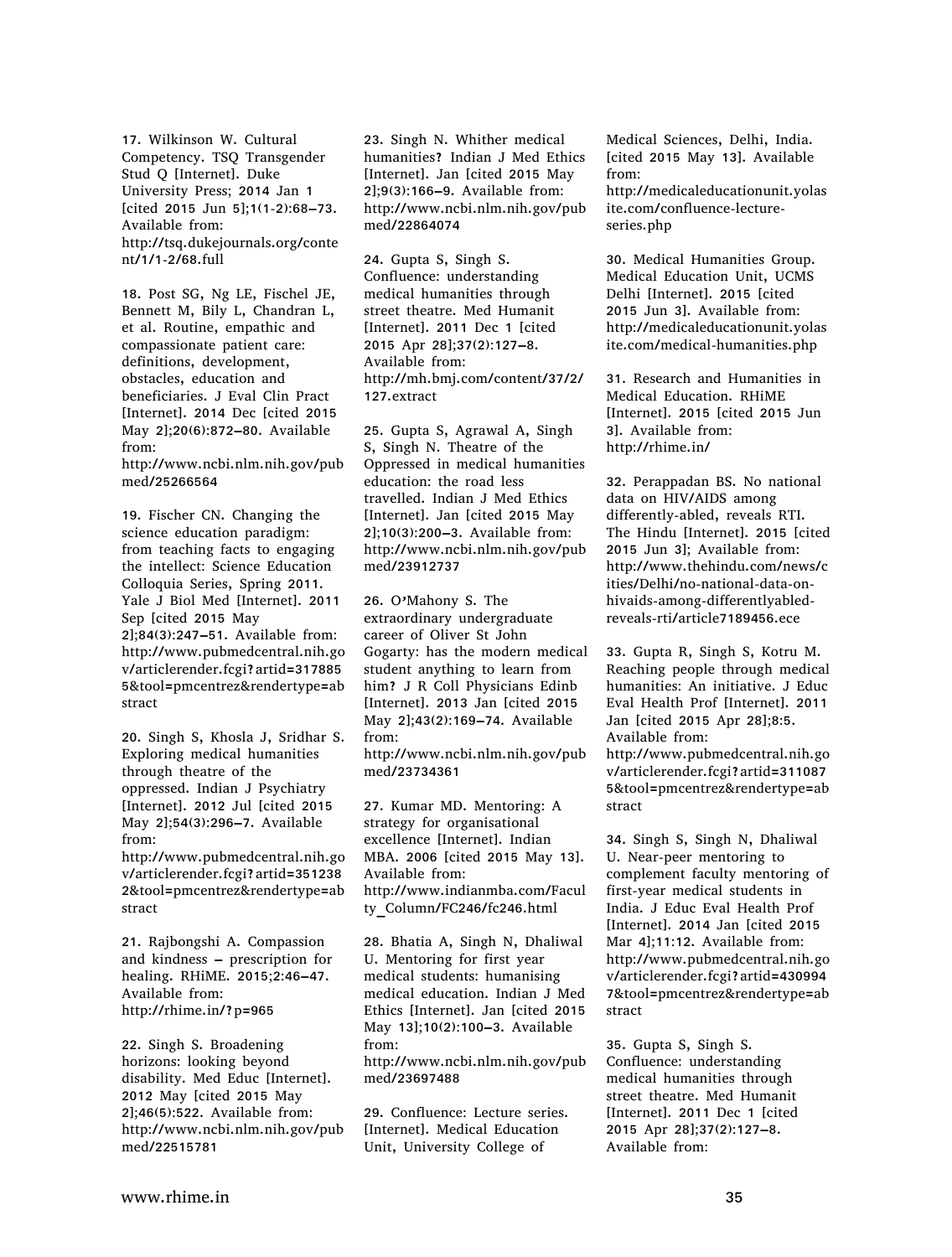17. Wilkinson W. Cultural Competency. TSQ Transgender Stud Q [Internet]. Duke University Press; 2014 Jan 1 [cited 2015 Jun 5];1(1-2):68–73. Available from: http://tsq.dukejournals.org/content/1/1-2/68.full

18. Post SG, Ng LE, Fischel JE, Bennett M, Bily L, Chandran L, et al. Routine, empathic and compassionate patient care: definitions, development, obstacles, education and beneficiaries. J Eval Clin Pract [Internet]. 2014 Dec [cited 2015 May 2];20(6):872–80. Available from: http://www.ncbi.nlm.nih.gov/pubmed/25266564

19. Fischer CN. Changing the science education paradigm: from teaching facts to engaging the intellect: Science Education Colloquia Series, Spring 2011. Yale J Biol Med [Internet]. 2011 Sep [cited 2015 May 2];84(3):247–51. Available from: http://www.pubmedcentral.nih.gov/articlerender.fcgi?artid=3178855&tool=pmcentrez&rendertype=abstract

20. Singh S, Khosla J, Sridhar S. Exploring medical humanities through theatre of the oppressed. Indian J Psychiatry [Internet]. 2012 Jul [cited 2015 May 2];54(3):296–7. Available from: http://www.pubmedcentral.nih.gov/articlerender.fcgi?artid=3512382&tool=pmcentrez&rendertype=abstract

21. Rajbongshi A. Compassion and kindness – prescription for healing. RHiME. 2015;2:46–47. Available from: http://rhime.in/?p=965

22. Singh S. Broadening horizons: looking beyond disability. Med Educ [Internet]. 2012 May [cited 2015 May 2];46(5):522. Available from: http://www.ncbi.nlm.nih.gov/pubmed/22515781

23. Singh N. Whither medical humanities? Indian J Med Ethics [Internet]. Jan [cited 2015 May 2];9(3):166–9. Available from: http://www.ncbi.nlm.nih.gov/pubmed/22864074

24. Gupta S, Singh S. Confluence: understanding medical humanities through street theatre. Med Humanit [Internet]. 2011 Dec 1 [cited 2015 Apr 28];37(2):127–8. Available from: http://mh.bmj.com/content/37/2/127.extract

25. Gupta S, Agrawal A, Singh S, Singh N. Theatre of the Oppressed in medical humanities education: the road less travelled. Indian J Med Ethics [Internet]. Jan [cited 2015 May 2];10(3):200–3. Available from: http://www.ncbi.nlm.nih.gov/pubmed/23912737

26. O'Mahony S. The extraordinary undergraduate career of Oliver St John Gogarty: has the modern medical student anything to learn from him? J R Coll Physicians Edinb [Internet]. 2013 Jan [cited 2015 May 2];43(2):169–74. Available from: http://www.ncbi.nlm.nih.gov/pubmed/23734361

27. Kumar MD. Mentoring: A strategy for organisational excellence [Internet]. Indian MBA. 2006 [cited 2015 May 13]. Available from: http://www.indianmba.com/Faculty_Column/FC246/fc246.html

28. Bhatia A, Singh N, Dhaliwal U. Mentoring for first year medical students: humanising medical education. Indian J Med Ethics [Internet]. Jan [cited 2015 May 13];10(2):100–3. Available from: http://www.ncbi.nlm.nih.gov/pubmed/23697488

29. Confluence: Lecture series. [Internet]. Medical Education Unit, University College of Medical Sciences, Delhi, India. [cited 2015 May 13]. Available from: http://medicaleducationunit.yolasite.com/confluence-lecture-series.php

30. Medical Humanities Group. Medical Education Unit, UCMS Delhi [Internet]. 2015 [cited 2015 Jun 3]. Available from: http://medicaleducationunit.yolasite.com/medical-humanities.php

31. Research and Humanities in Medical Education. RHiME [Internet]. 2015 [cited 2015 Jun 3]. Available from: http://rhime.in/

32. Perappadan BS. No national data on HIV/AIDS among differently-abled, reveals RTI. The Hindu [Internet]. 2015 [cited 2015 Jun 3]; Available from: http://www.thehindu.com/news/cities/Delhi/no-national-data-on-hivaids-among-differentlyabled-reveals-rti/article7189456.ece

33. Gupta R, Singh S, Kotru M. Reaching people through medical humanities: An initiative. J Educ Eval Health Prof [Internet]. 2011 Jan [cited 2015 Apr 28];8:5. Available from: http://www.pubmedcentral.nih.gov/articlerender.fcgi?artid=3110875&tool=pmcentrez&rendertype=abstract

34. Singh S, Singh N, Dhaliwal U. Near-peer mentoring to complement faculty mentoring of first-year medical students in India. J Educ Eval Health Prof [Internet]. 2014 Jan [cited 2015 Mar 4];11:12. Available from: http://www.pubmedcentral.nih.gov/articlerender.fcgi?artid=4309947&tool=pmcentrez&rendertype=abstract

35. Gupta S, Singh S. Confluence: understanding medical humanities through street theatre. Med Humanit [Internet]. 2011 Dec 1 [cited 2015 Apr 28];37(2):127–8. Available from: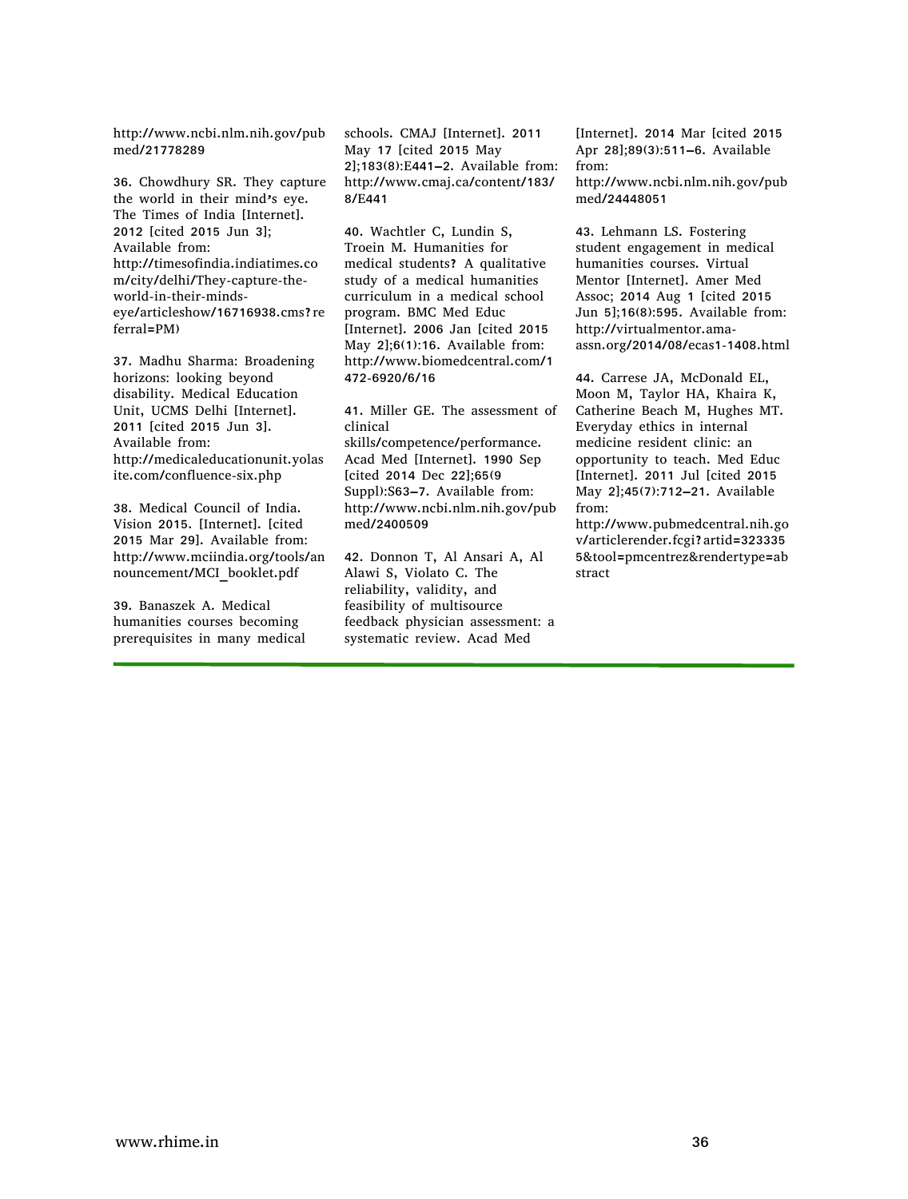http://www.ncbi.nlm.nih.gov/pubmed/21778289

36. Chowdhury SR. They capture the world in their mind's eye. The Times of India [Internet]. 2012 [cited 2015 Jun 3]; Available from: http://timesofindia.indiatimes.com/city/delhi/They-capture-the-world-in-their-minds-eye/articleshow/16716938.cms?referral=PM)

37. Madhu Sharma: Broadening horizons: looking beyond disability. Medical Education Unit, UCMS Delhi [Internet]. 2011 [cited 2015 Jun 3]. Available from: http://medicaleducationunit.yolasite.com/confluence-six.php

38. Medical Council of India. Vision 2015. [Internet]. [cited 2015 Mar 29]. Available from: http://www.mciindia.org/tools/announcement/MCI_booklet.pdf

39. Banaszek A. Medical humanities courses becoming prerequisites in many medical schools. CMAJ [Internet]. 2011 May 17 [cited 2015 May 2];183(8):E441–2. Available from: http://www.cmaj.ca/content/183/8/E441

40. Wachtler C, Lundin S, Troein M. Humanities for medical students? A qualitative study of a medical humanities curriculum in a medical school program. BMC Med Educ [Internet]. 2006 Jan [cited 2015 May 2];6(1):16. Available from: http://www.biomedcentral.com/1472-6920/6/16

41. Miller GE. The assessment of clinical skills/competence/performance. Acad Med [Internet]. 1990 Sep [cited 2014 Dec 22];65(9 Suppl):S63–7. Available from: http://www.ncbi.nlm.nih.gov/pubmed/2400509

42. Donnon T, Al Ansari A, Al Alawi S, Violato C. The reliability, validity, and feasibility of multisource feedback physician assessment: a systematic review. Acad Med [Internet]. 2014 Mar [cited 2015 Apr 28];89(3):511–6. Available from: http://www.ncbi.nlm.nih.gov/pubmed/24448051

43. Lehmann LS. Fostering student engagement in medical humanities courses. Virtual Mentor [Internet]. Amer Med Assoc; 2014 Aug 1 [cited 2015 Jun 5];16(8):595. Available from: http://virtualmentor.ama-assn.org/2014/08/ecas1-1408.html

44. Carrese JA, McDonald EL, Moon M, Taylor HA, Khaira K, Catherine Beach M, Hughes MT. Everyday ethics in internal medicine resident clinic: an opportunity to teach. Med Educ [Internet]. 2011 Jul [cited 2015 May 2];45(7):712–21. Available from: http://www.pubmedcentral.nih.gov/articlerender.fcgi?artid=3233355&tool=pmcentrez&rendertype=abstract